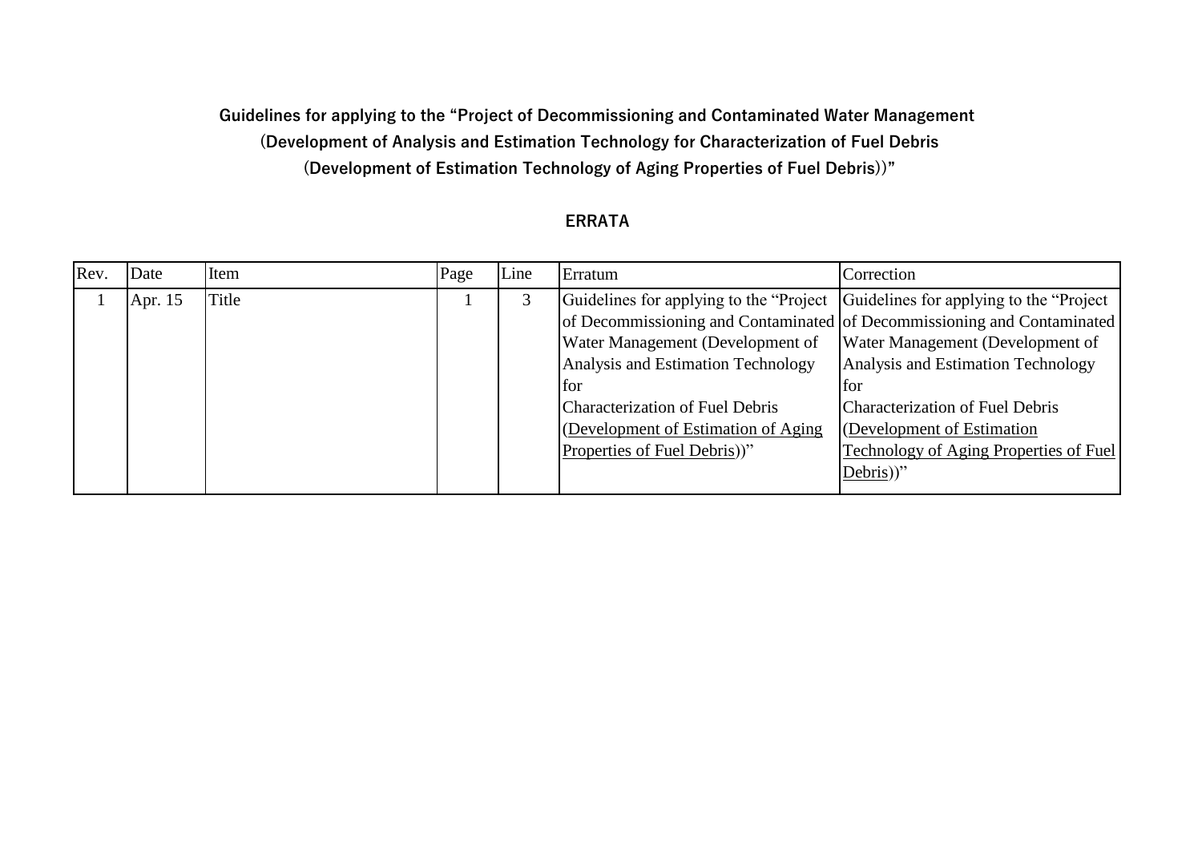**Guidelines for applying to the "Project of Decommissioning and Contaminated Water Management (Development of Analysis and Estimation Technology for Characterization of Fuel Debris (Development of Estimation Technology of Aging Properties of Fuel Debris))"**

## ERRATA

| Rev. | Date | Item | Page | Line | Erratum | Correction |
|---|---|---|---|---|---|---|
| 1 | Apr. 15 | Title | 1 | 3 | Guidelines for applying to the "Project of Decommissioning and Contaminated Water Management (Development of Analysis and Estimation Technology for Characterization of Fuel Debris <u>(Development of Estimation of Aging Properties of Fuel Debris</u>))" | Guidelines for applying to the "Project of Decommissioning and Contaminated Water Management (Development of Analysis and Estimation Technology for Characterization of Fuel Debris <u>(Development of Estimation Technology of Aging Properties of Fuel Debris</u>))" |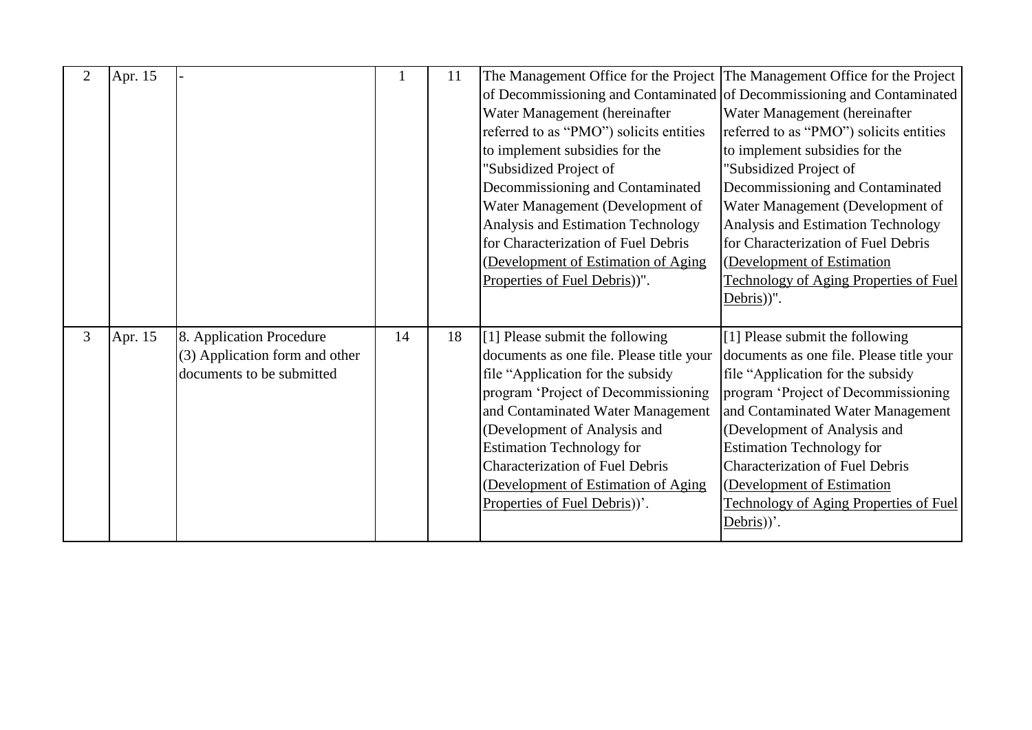| 2 | Apr. 15 | - | 1 | 11 | The Management Office for the Project of Decommissioning and Contaminated Water Management (hereinafter referred to as "PMO") solicits entities to implement subsidies for the "Subsidized Project of Decommissioning and Contaminated Water Management (Development of Analysis and Estimation Technology for Characterization of Fuel Debris <u>(Development of Estimation of Aging Properties of Fuel Debris</u>))". | The Management Office for the Project of Decommissioning and Contaminated Water Management (hereinafter referred to as "PMO") solicits entities to implement subsidies for the "Subsidized Project of Decommissioning and Contaminated Water Management (Development of Analysis and Estimation Technology for Characterization of Fuel Debris <u>(Development of Estimation Technology of Aging Properties of Fuel Debris</u>))". |
|---|---|---|---|---|---|---|
| 3 | Apr. 15 | 8. Application Procedure (3) Application form and other documents to be submitted | 14 | 18 | [1] Please submit the following documents as one file. Please title your file "Application for the subsidy program 'Project of Decommissioning and Contaminated Water Management (Development of Analysis and Estimation Technology for Characterization of Fuel Debris <u>(Development of Estimation of Aging Properties of Fuel Debris</u>))'. | [1] Please submit the following documents as one file. Please title your file "Application for the subsidy program 'Project of Decommissioning and Contaminated Water Management (Development of Analysis and Estimation Technology for Characterization of Fuel Debris <u>(Development of Estimation Technology of Aging Properties of Fuel Debris</u>))'. |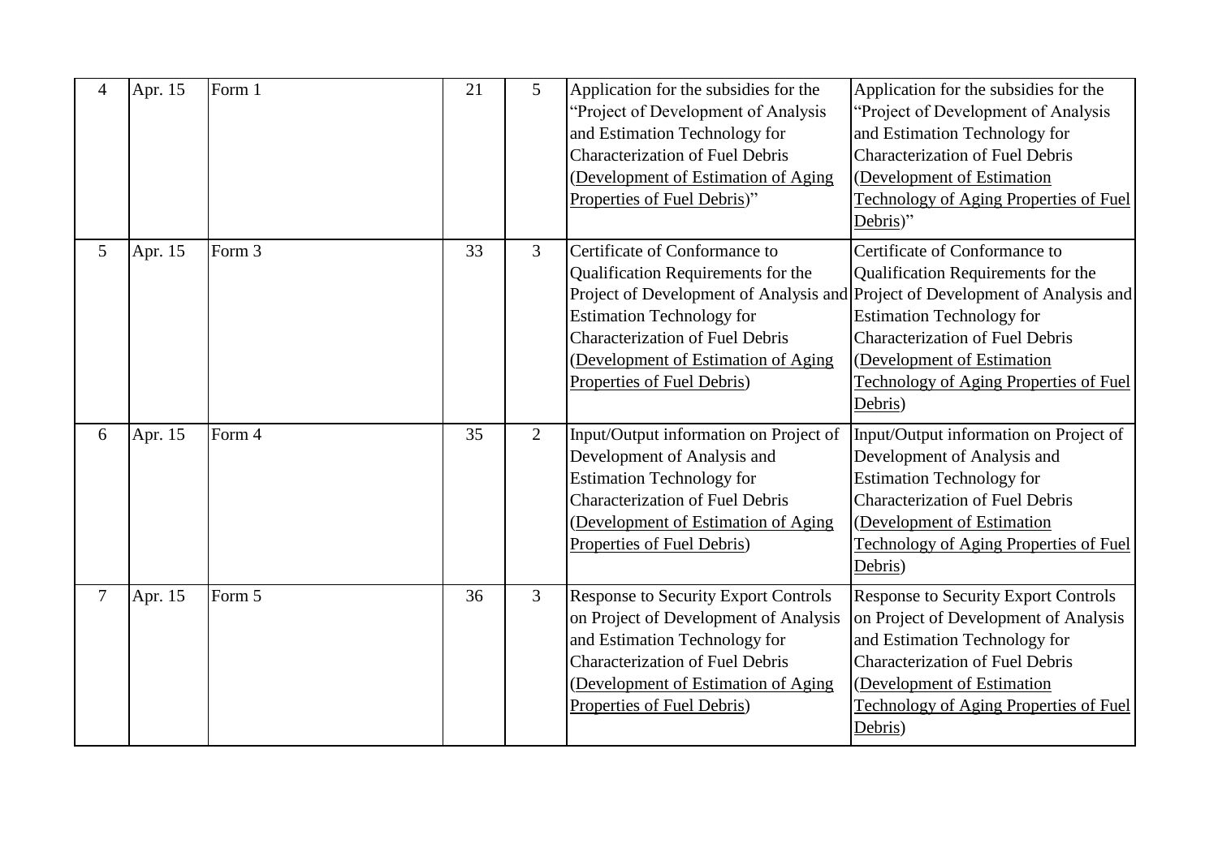| | | | | | | |
|---|---|---|---|---|---|---|
| 4 | Apr. 15 | Form 1 | 21 | 5 | Application for the subsidies for the "Project of Development of Analysis and Estimation Technology for Characterization of Fuel Debris (Development of Estimation of Aging Properties of Fuel Debris)" | Application for the subsidies for the "Project of Development of Analysis and Estimation Technology for Characterization of Fuel Debris (Development of Estimation Technology of Aging Properties of Fuel Debris)" |
| 5 | Apr. 15 | Form 3 | 33 | 3 | Certificate of Conformance to Qualification Requirements for the Project of Development of Analysis and Estimation Technology for Characterization of Fuel Debris (Development of Estimation of Aging Properties of Fuel Debris) | Certificate of Conformance to Qualification Requirements for the Project of Development of Analysis and Estimation Technology for Characterization of Fuel Debris (Development of Estimation Technology of Aging Properties of Fuel Debris) |
| 6 | Apr. 15 | Form 4 | 35 | 2 | Input/Output information on Project of Development of Analysis and Estimation Technology for Characterization of Fuel Debris (Development of Estimation of Aging Properties of Fuel Debris) | Input/Output information on Project of Development of Analysis and Estimation Technology for Characterization of Fuel Debris (Development of Estimation Technology of Aging Properties of Fuel Debris) |
| 7 | Apr. 15 | Form 5 | 36 | 3 | Response to Security Export Controls on Project of Development of Analysis and Estimation Technology for Characterization of Fuel Debris (Development of Estimation of Aging Properties of Fuel Debris) | Response to Security Export Controls on Project of Development of Analysis and Estimation Technology for Characterization of Fuel Debris (Development of Estimation Technology of Aging Properties of Fuel Debris) |